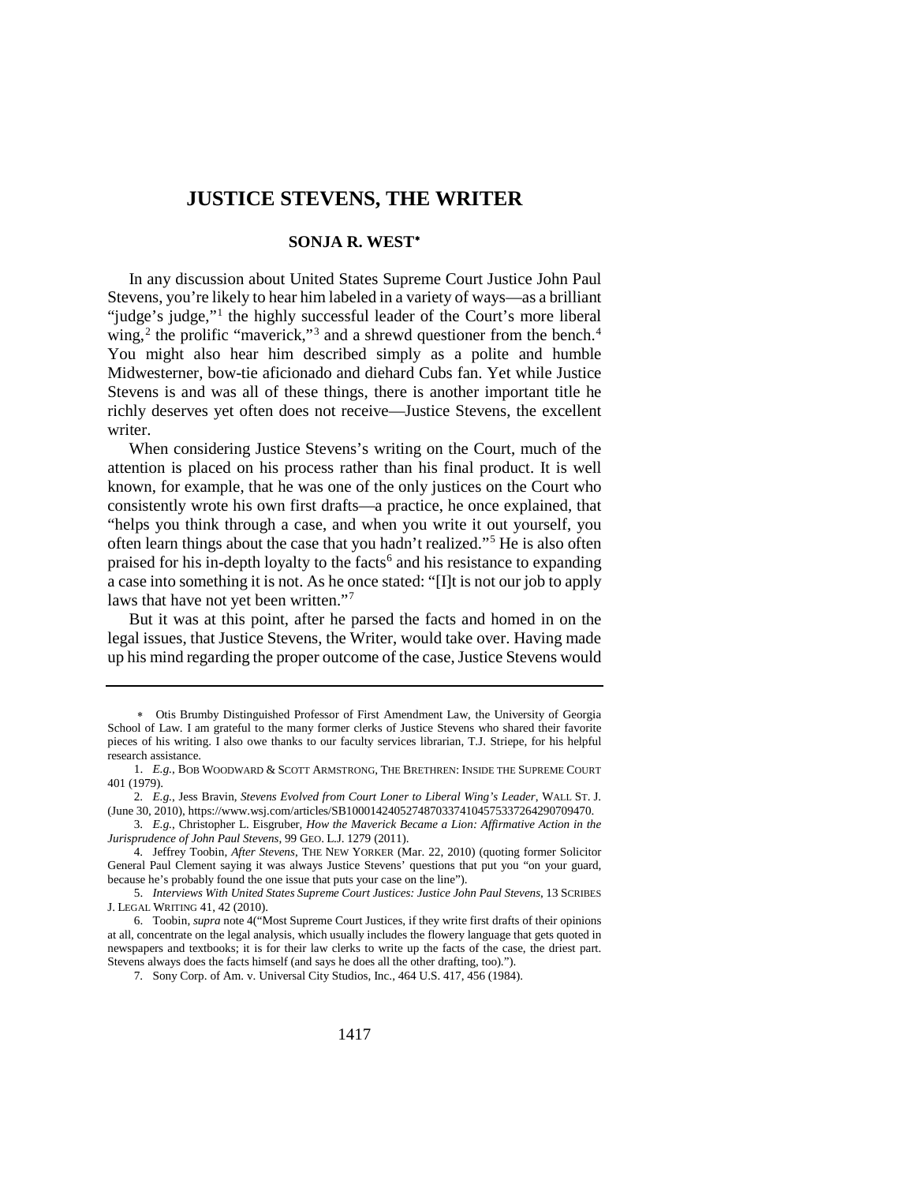# JUSTICE STEVENS, THE WRITER

**SONJA R. WEST***

In any discussion about United States Supreme Court Justice John Paul Stevens, you're likely to hear him labeled in a variety of ways—as a brilliant "judge's judge,"[1] the highly successful leader of the Court's more liberal wing,[2] the prolific "maverick,"[3] and a shrewd questioner from the bench.[4] You might also hear him described simply as a polite and humble Midwesterner, bow-tie aficionado and diehard Cubs fan. Yet while Justice Stevens is and was all of these things, there is another important title he richly deserves yet often does not receive—Justice Stevens, the excellent writer.

When considering Justice Stevens's writing on the Court, much of the attention is placed on his process rather than his final product. It is well known, for example, that he was one of the only justices on the Court who consistently wrote his own first drafts—a practice, he once explained, that "helps you think through a case, and when you write it out yourself, you often learn things about the case that you hadn't realized."[5] He is also often praised for his in-depth loyalty to the facts[6] and his resistance to expanding a case into something it is not. As he once stated: "[I]t is not our job to apply laws that have not yet been written."[7]

But it was at this point, after he parsed the facts and homed in on the legal issues, that Justice Stevens, the Writer, would take over. Having made up his mind regarding the proper outcome of the case, Justice Stevens would

---

\* Otis Brumby Distinguished Professor of First Amendment Law, the University of Georgia School of Law. I am grateful to the many former clerks of Justice Stevens who shared their favorite pieces of his writing. I also owe thanks to our faculty services librarian, T.J. Striepe, for his helpful research assistance.

1. *E.g.*, BOB WOODWARD & SCOTT ARMSTRONG, THE BRETHREN: INSIDE THE SUPREME COURT 401 (1979).

2. *E.g.*, Jess Bravin, *Stevens Evolved from Court Loner to Liberal Wing's Leader*, WALL ST. J. (June 30, 2010), https://www.wsj.com/articles/SB10001424052748703374104575337264290709470.

3. *E.g.*, Christopher L. Eisgruber, *How the Maverick Became a Lion: Affirmative Action in the Jurisprudence of John Paul Stevens*, 99 GEO. L.J. 1279 (2011).

4. Jeffrey Toobin, *After Stevens*, THE NEW YORKER (Mar. 22, 2010) (quoting former Solicitor General Paul Clement saying it was always Justice Stevens' questions that put you "on your guard, because he's probably found the one issue that puts your case on the line").

5. *Interviews With United States Supreme Court Justices: Justice John Paul Stevens*, 13 SCRIBES J. LEGAL WRITING 41, 42 (2010).

6. Toobin, *supra* note 4("Most Supreme Court Justices, if they write first drafts of their opinions at all, concentrate on the legal analysis, which usually includes the flowery language that gets quoted in newspapers and textbooks; it is for their law clerks to write up the facts of the case, the driest part. Stevens always does the facts himself (and says he does all the other drafting, too).").

7. Sony Corp. of Am. v. Universal City Studios, Inc., 464 U.S. 417, 456 (1984).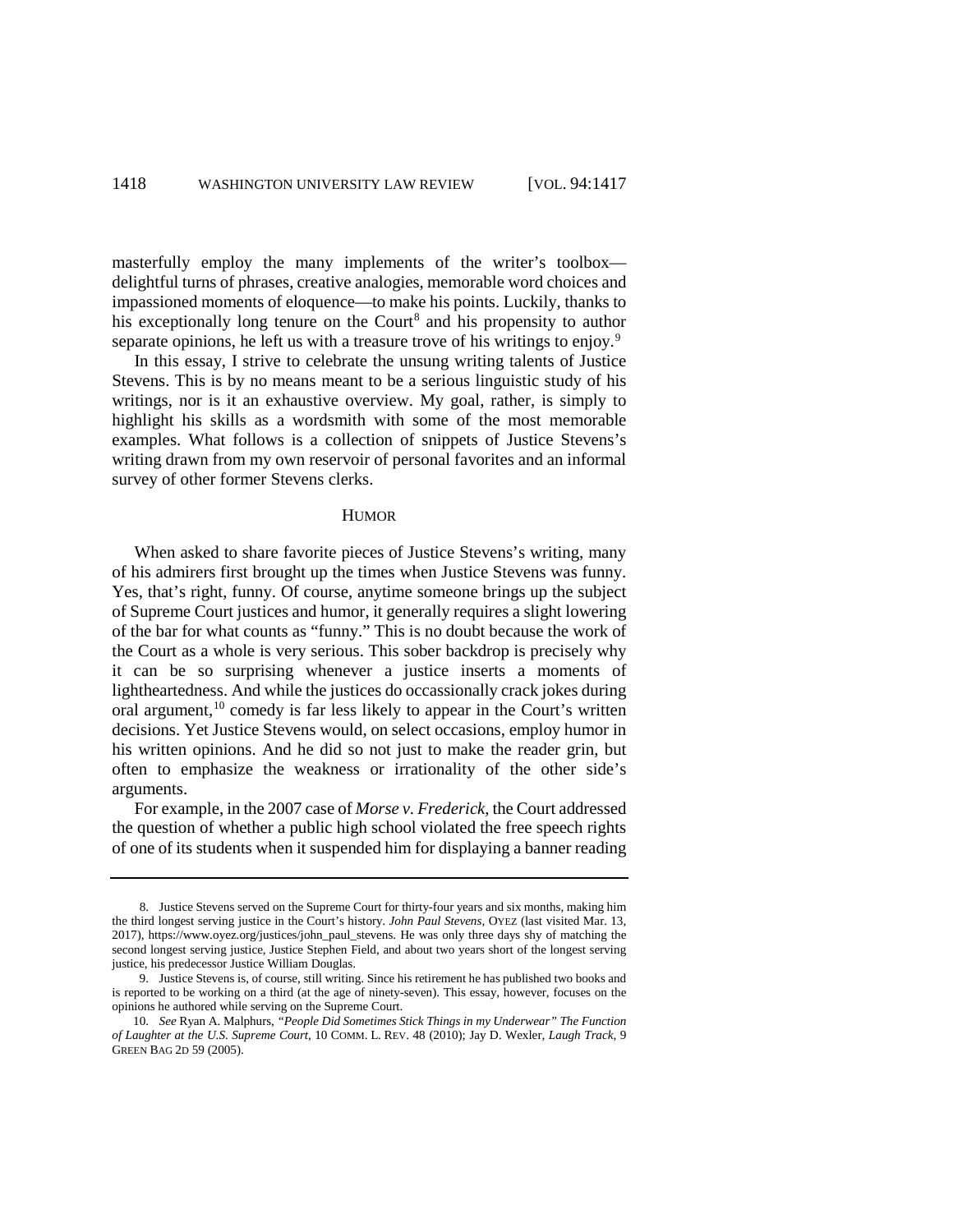masterfully employ the many implements of the writer's toolbox—delightful turns of phrases, creative analogies, memorable word choices and impassioned moments of eloquence—to make his points. Luckily, thanks to his exceptionally long tenure on the Court[8] and his propensity to author separate opinions, he left us with a treasure trove of his writings to enjoy.[9]

In this essay, I strive to celebrate the unsung writing talents of Justice Stevens. This is by no means meant to be a serious linguistic study of his writings, nor is it an exhaustive overview. My goal, rather, is simply to highlight his skills as a wordsmith with some of the most memorable examples. What follows is a collection of snippets of Justice Stevens's writing drawn from my own reservoir of personal favorites and an informal survey of other former Stevens clerks.

## HUMOR

When asked to share favorite pieces of Justice Stevens's writing, many of his admirers first brought up the times when Justice Stevens was funny. Yes, that's right, funny. Of course, anytime someone brings up the subject of Supreme Court justices and humor, it generally requires a slight lowering of the bar for what counts as "funny." This is no doubt because the work of the Court as a whole is very serious. This sober backdrop is precisely why it can be so surprising whenever a justice inserts a moments of lightheartedness. And while the justices do occassionally crack jokes during oral argument,[10] comedy is far less likely to appear in the Court's written decisions. Yet Justice Stevens would, on select occasions, employ humor in his written opinions. And he did so not just to make the reader grin, but often to emphasize the weakness or irrationality of the other side's arguments.

For example, in the 2007 case of *Morse v. Frederick*, the Court addressed the question of whether a public high school violated the free speech rights of one of its students when it suspended him for displaying a banner reading

---

8. Justice Stevens served on the Supreme Court for thirty-four years and six months, making him the third longest serving justice in the Court's history. *John Paul Stevens*, OYEZ (last visited Mar. 13, 2017), https://www.oyez.org/justices/john_paul_stevens. He was only three days shy of matching the second longest serving justice, Justice Stephen Field, and about two years short of the longest serving justice, his predecessor Justice William Douglas.

9. Justice Stevens is, of course, still writing. Since his retirement he has published two books and is reported to be working on a third (at the age of ninety-seven). This essay, however, focuses on the opinions he authored while serving on the Supreme Court.

10. *See* Ryan A. Malphurs, *"People Did Sometimes Stick Things in my Underwear" The Function of Laughter at the U.S. Supreme Court*, 10 COMM. L. REV. 48 (2010); Jay D. Wexler, *Laugh Track*, 9 GREEN BAG 2D 59 (2005).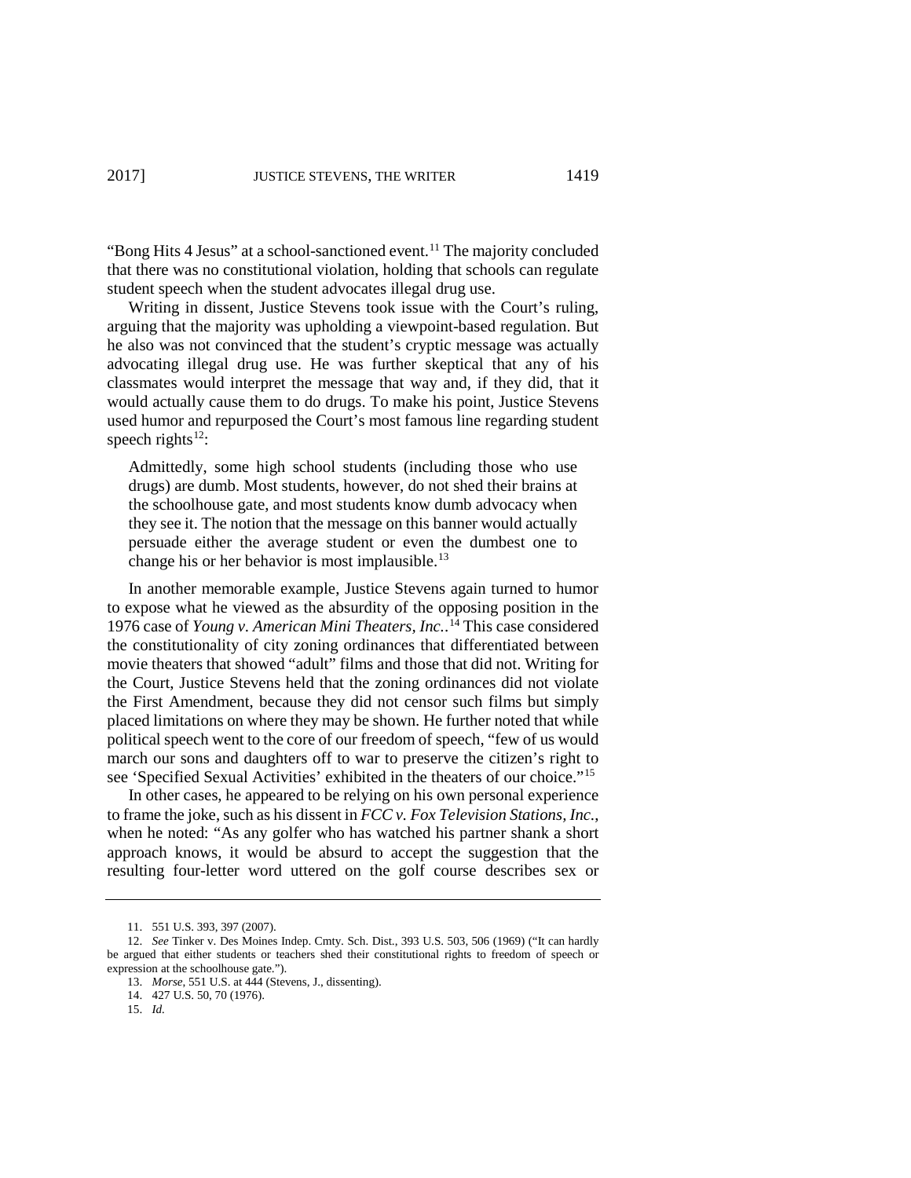"Bong Hits 4 Jesus" at a school-sanctioned event.[11] The majority concluded that there was no constitutional violation, holding that schools can regulate student speech when the student advocates illegal drug use.

Writing in dissent, Justice Stevens took issue with the Court's ruling, arguing that the majority was upholding a viewpoint-based regulation. But he also was not convinced that the student's cryptic message was actually advocating illegal drug use. He was further skeptical that any of his classmates would interpret the message that way and, if they did, that it would actually cause them to do drugs. To make his point, Justice Stevens used humor and repurposed the Court's most famous line regarding student speech rights[12]:

> Admittedly, some high school students (including those who use drugs) are dumb. Most students, however, do not shed their brains at the schoolhouse gate, and most students know dumb advocacy when they see it. The notion that the message on this banner would actually persuade either the average student or even the dumbest one to change his or her behavior is most implausible.[13]

In another memorable example, Justice Stevens again turned to humor to expose what he viewed as the absurdity of the opposing position in the 1976 case of *Young v. American Mini Theaters, Inc.*.[14] This case considered the constitutionality of city zoning ordinances that differentiated between movie theaters that showed "adult" films and those that did not. Writing for the Court, Justice Stevens held that the zoning ordinances did not violate the First Amendment, because they did not censor such films but simply placed limitations on where they may be shown. He further noted that while political speech went to the core of our freedom of speech, "few of us would march our sons and daughters off to war to preserve the citizen's right to see 'Specified Sexual Activities' exhibited in the theaters of our choice."[15]

In other cases, he appeared to be relying on his own personal experience to frame the joke, such as his dissent in *FCC v. Fox Television Stations, Inc.*, when he noted: "As any golfer who has watched his partner shank a short approach knows, it would be absurd to accept the suggestion that the resulting four-letter word uttered on the golf course describes sex or

---

11. 551 U.S. 393, 397 (2007).

12. *See* Tinker v. Des Moines Indep. Cmty. Sch. Dist., 393 U.S. 503, 506 (1969) ("It can hardly be argued that either students or teachers shed their constitutional rights to freedom of speech or expression at the schoolhouse gate.").

13. *Morse*, 551 U.S. at 444 (Stevens, J., dissenting).

14. 427 U.S. 50, 70 (1976).

15. *Id.*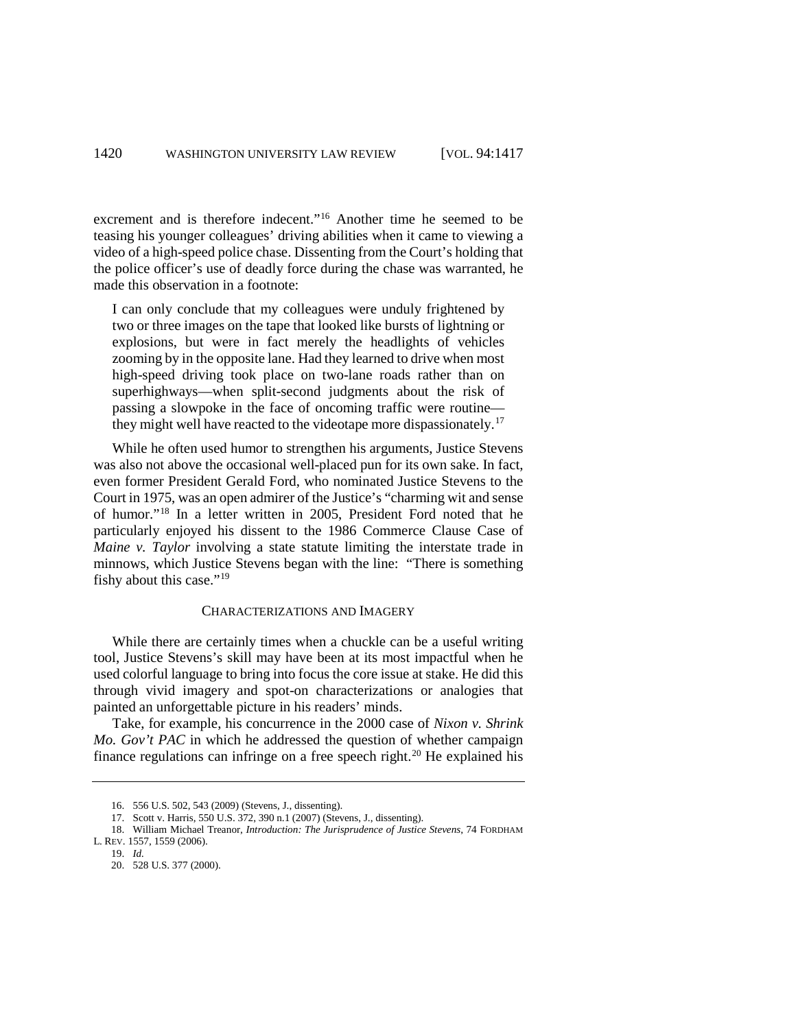excrement and is therefore indecent."[16] Another time he seemed to be teasing his younger colleagues' driving abilities when it came to viewing a video of a high-speed police chase. Dissenting from the Court's holding that the police officer's use of deadly force during the chase was warranted, he made this observation in a footnote:

> I can only conclude that my colleagues were unduly frightened by two or three images on the tape that looked like bursts of lightning or explosions, but were in fact merely the headlights of vehicles zooming by in the opposite lane. Had they learned to drive when most high-speed driving took place on two-lane roads rather than on superhighways—when split-second judgments about the risk of passing a slowpoke in the face of oncoming traffic were routine—they might well have reacted to the videotape more dispassionately.[17]

While he often used humor to strengthen his arguments, Justice Stevens was also not above the occasional well-placed pun for its own sake. In fact, even former President Gerald Ford, who nominated Justice Stevens to the Court in 1975, was an open admirer of the Justice's "charming wit and sense of humor."[18] In a letter written in 2005, President Ford noted that he particularly enjoyed his dissent to the 1986 Commerce Clause Case of *Maine v. Taylor* involving a state statute limiting the interstate trade in minnows, which Justice Stevens began with the line: "There is something fishy about this case."[19]

## CHARACTERIZATIONS AND IMAGERY

While there are certainly times when a chuckle can be a useful writing tool, Justice Stevens's skill may have been at its most impactful when he used colorful language to bring into focus the core issue at stake. He did this through vivid imagery and spot-on characterizations or analogies that painted an unforgettable picture in his readers' minds.

Take, for example, his concurrence in the 2000 case of *Nixon v. Shrink Mo. Gov't PAC* in which he addressed the question of whether campaign finance regulations can infringe on a free speech right.[20] He explained his

---

16. 556 U.S. 502, 543 (2009) (Stevens, J., dissenting).

17. Scott v. Harris, 550 U.S. 372, 390 n.1 (2007) (Stevens, J., dissenting).

18. William Michael Treanor, *Introduction: The Jurisprudence of Justice Stevens*, 74 FORDHAM L. REV. 1557, 1559 (2006).

19. *Id.*

20. 528 U.S. 377 (2000).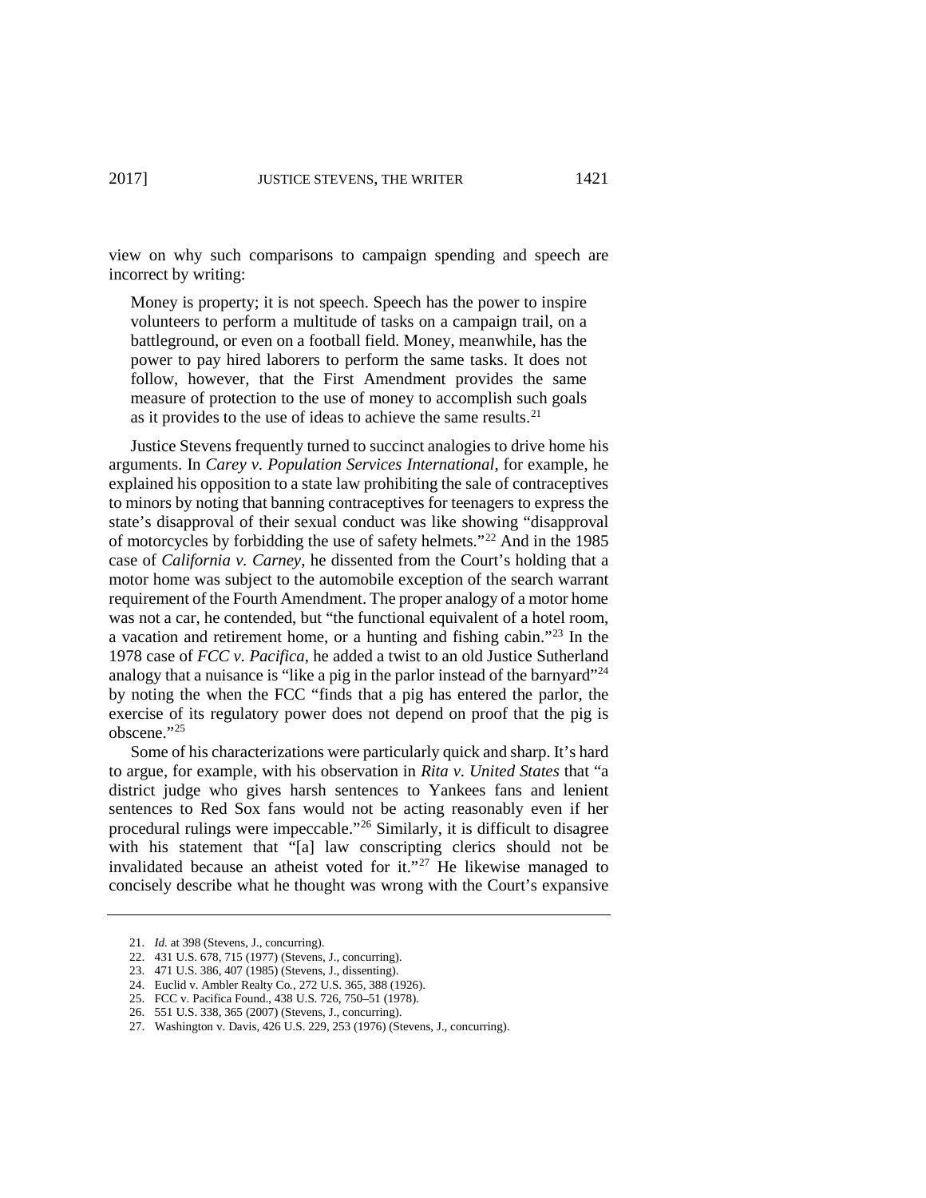view on why such comparisons to campaign spending and speech are incorrect by writing:

> Money is property; it is not speech. Speech has the power to inspire volunteers to perform a multitude of tasks on a campaign trail, on a battleground, or even on a football field. Money, meanwhile, has the power to pay hired laborers to perform the same tasks. It does not follow, however, that the First Amendment provides the same measure of protection to the use of money to accomplish such goals as it provides to the use of ideas to achieve the same results.[21]

Justice Stevens frequently turned to succinct analogies to drive home his arguments. In *Carey v. Population Services International*, for example, he explained his opposition to a state law prohibiting the sale of contraceptives to minors by noting that banning contraceptives for teenagers to express the state's disapproval of their sexual conduct was like showing "disapproval of motorcycles by forbidding the use of safety helmets."[22] And in the 1985 case of *California v. Carney*, he dissented from the Court's holding that a motor home was subject to the automobile exception of the search warrant requirement of the Fourth Amendment. The proper analogy of a motor home was not a car, he contended, but "the functional equivalent of a hotel room, a vacation and retirement home, or a hunting and fishing cabin."[23] In the 1978 case of *FCC v. Pacifica*, he added a twist to an old Justice Sutherland analogy that a nuisance is "like a pig in the parlor instead of the barnyard"[24] by noting the when the FCC "finds that a pig has entered the parlor, the exercise of its regulatory power does not depend on proof that the pig is obscene."[25]

Some of his characterizations were particularly quick and sharp. It's hard to argue, for example, with his observation in *Rita v. United States* that "a district judge who gives harsh sentences to Yankees fans and lenient sentences to Red Sox fans would not be acting reasonably even if her procedural rulings were impeccable."[26] Similarly, it is difficult to disagree with his statement that "[a] law conscripting clerics should not be invalidated because an atheist voted for it."[27] He likewise managed to concisely describe what he thought was wrong with the Court's expansive

---

21. *Id.* at 398 (Stevens, J., concurring).
22. 431 U.S. 678, 715 (1977) (Stevens, J., concurring).
23. 471 U.S. 386, 407 (1985) (Stevens, J., dissenting).
24. Euclid v. Ambler Realty Co., 272 U.S. 365, 388 (1926).
25. FCC v. Pacifica Found., 438 U.S. 726, 750–51 (1978).
26. 551 U.S. 338, 365 (2007) (Stevens, J., concurring).
27. Washington v. Davis, 426 U.S. 229, 253 (1976) (Stevens, J., concurring).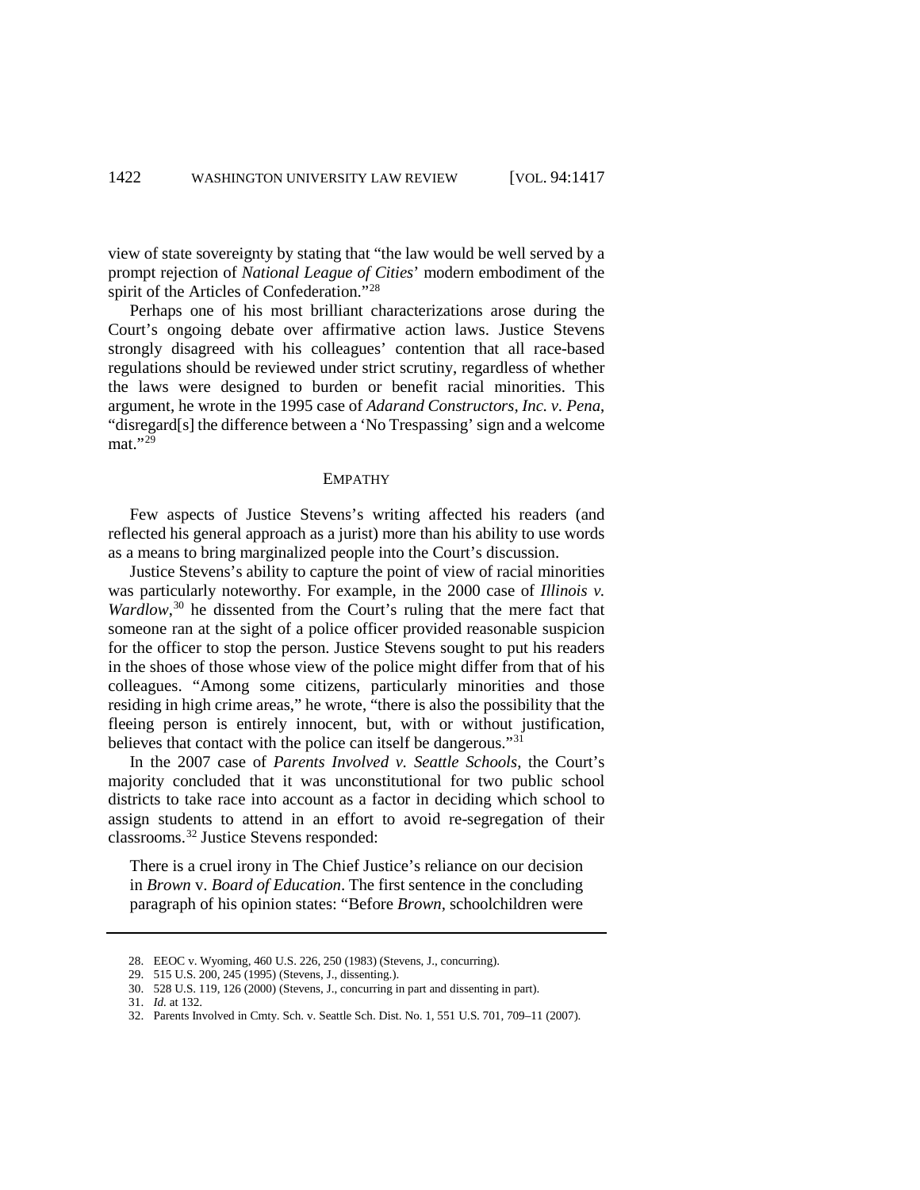view of state sovereignty by stating that "the law would be well served by a prompt rejection of *National League of Cities*' modern embodiment of the spirit of the Articles of Confederation."[28]

Perhaps one of his most brilliant characterizations arose during the Court's ongoing debate over affirmative action laws. Justice Stevens strongly disagreed with his colleagues' contention that all race-based regulations should be reviewed under strict scrutiny, regardless of whether the laws were designed to burden or benefit racial minorities. This argument, he wrote in the 1995 case of *Adarand Constructors, Inc. v. Pena*, "disregard[s] the difference between a 'No Trespassing' sign and a welcome mat."[29]

## EMPATHY

Few aspects of Justice Stevens's writing affected his readers (and reflected his general approach as a jurist) more than his ability to use words as a means to bring marginalized people into the Court's discussion.

Justice Stevens's ability to capture the point of view of racial minorities was particularly noteworthy. For example, in the 2000 case of *Illinois v. Wardlow*,[30] he dissented from the Court's ruling that the mere fact that someone ran at the sight of a police officer provided reasonable suspicion for the officer to stop the person. Justice Stevens sought to put his readers in the shoes of those whose view of the police might differ from that of his colleagues. "Among some citizens, particularly minorities and those residing in high crime areas," he wrote, "there is also the possibility that the fleeing person is entirely innocent, but, with or without justification, believes that contact with the police can itself be dangerous."[31]

In the 2007 case of *Parents Involved v. Seattle Schools*, the Court's majority concluded that it was unconstitutional for two public school districts to take race into account as a factor in deciding which school to assign students to attend in an effort to avoid re-segregation of their classrooms.[32] Justice Stevens responded:

> There is a cruel irony in The Chief Justice's reliance on our decision in *Brown* v. *Board of Education*. The first sentence in the concluding paragraph of his opinion states: "Before *Brown*, schoolchildren were

---

28. EEOC v. Wyoming, 460 U.S. 226, 250 (1983) (Stevens, J., concurring).
29. 515 U.S. 200, 245 (1995) (Stevens, J., dissenting.).
30. 528 U.S. 119, 126 (2000) (Stevens, J., concurring in part and dissenting in part).
31. *Id.* at 132.
32. Parents Involved in Cmty. Sch. v. Seattle Sch. Dist. No. 1, 551 U.S. 701, 709–11 (2007).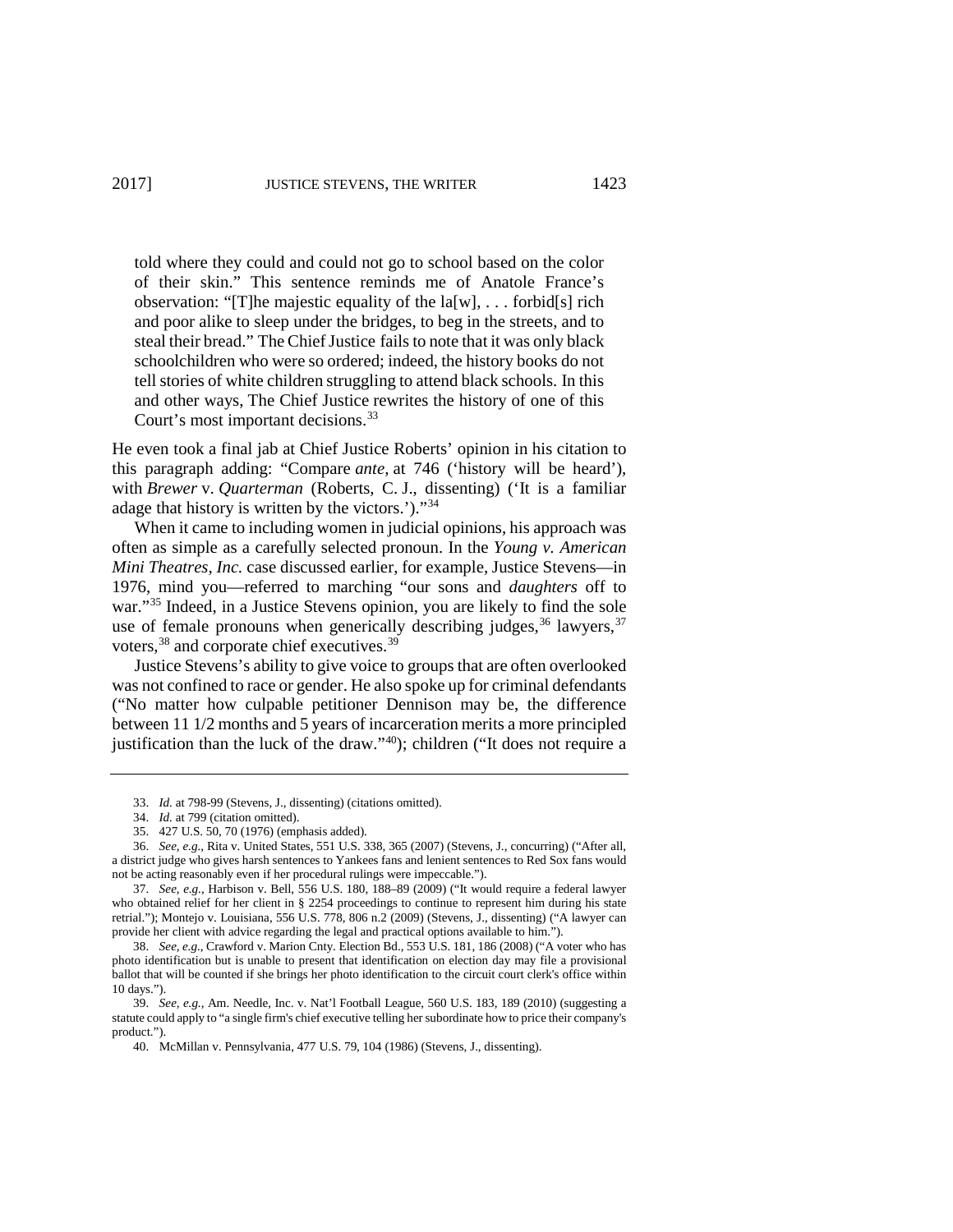told where they could and could not go to school based on the color of their skin." This sentence reminds me of Anatole France's observation: "[T]he majestic equality of the la[w], . . . forbid[s] rich and poor alike to sleep under the bridges, to beg in the streets, and to steal their bread." The Chief Justice fails to note that it was only black schoolchildren who were so ordered; indeed, the history books do not tell stories of white children struggling to attend black schools. In this and other ways, The Chief Justice rewrites the history of one of this Court's most important decisions.[33]

He even took a final jab at Chief Justice Roberts' opinion in his citation to this paragraph adding: "Compare *ante*, at 746 ('history will be heard'), with *Brewer* v. *Quarterman* (Roberts, C. J., dissenting) ('It is a familiar adage that history is written by the victors.')."[34]

When it came to including women in judicial opinions, his approach was often as simple as a carefully selected pronoun. In the *Young v. American Mini Theatres, Inc.* case discussed earlier, for example, Justice Stevens—in 1976, mind you—referred to marching "our sons and *daughters* off to war."[35] Indeed, in a Justice Stevens opinion, you are likely to find the sole use of female pronouns when generically describing judges,[36] lawyers,[37] voters,[38] and corporate chief executives.[39]

Justice Stevens's ability to give voice to groups that are often overlooked was not confined to race or gender. He also spoke up for criminal defendants ("No matter how culpable petitioner Dennison may be, the difference between 11 1/2 months and 5 years of incarceration merits a more principled justification than the luck of the draw."[40]); children ("It does not require a

---

33. *Id.* at 798-99 (Stevens, J., dissenting) (citations omitted).

34. *Id.* at 799 (citation omitted).

35. 427 U.S. 50, 70 (1976) (emphasis added).

36. *See, e.g.*, Rita v. United States, 551 U.S. 338, 365 (2007) (Stevens, J., concurring) ("After all, a district judge who gives harsh sentences to Yankees fans and lenient sentences to Red Sox fans would not be acting reasonably even if her procedural rulings were impeccable.").

37. *See, e.g.*, Harbison v. Bell, 556 U.S. 180, 188–89 (2009) ("It would require a federal lawyer who obtained relief for her client in § 2254 proceedings to continue to represent him during his state retrial."); Montejo v. Louisiana, 556 U.S. 778, 806 n.2 (2009) (Stevens, J., dissenting) ("A lawyer can provide her client with advice regarding the legal and practical options available to him.").

38. *See, e.g.*, Crawford v. Marion Cnty. Election Bd., 553 U.S. 181, 186 (2008) ("A voter who has photo identification but is unable to present that identification on election day may file a provisional ballot that will be counted if she brings her photo identification to the circuit court clerk's office within 10 days.").

39. *See, e.g.*, Am. Needle, Inc. v. Nat'l Football League, 560 U.S. 183, 189 (2010) (suggesting a statute could apply to "a single firm's chief executive telling her subordinate how to price their company's product.").

40. McMillan v. Pennsylvania, 477 U.S. 79, 104 (1986) (Stevens, J., dissenting).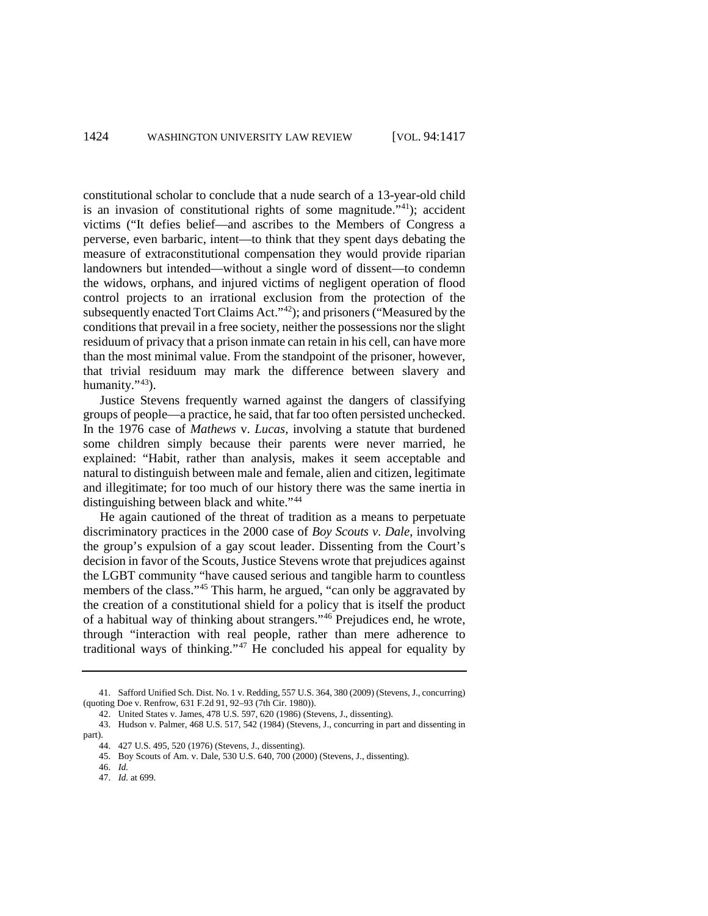constitutional scholar to conclude that a nude search of a 13-year-old child is an invasion of constitutional rights of some magnitude."[41]); accident victims ("It defies belief—and ascribes to the Members of Congress a perverse, even barbaric, intent—to think that they spent days debating the measure of extraconstitutional compensation they would provide riparian landowners but intended—without a single word of dissent—to condemn the widows, orphans, and injured victims of negligent operation of flood control projects to an irrational exclusion from the protection of the subsequently enacted Tort Claims Act."[42]); and prisoners ("Measured by the conditions that prevail in a free society, neither the possessions nor the slight residuum of privacy that a prison inmate can retain in his cell, can have more than the most minimal value. From the standpoint of the prisoner, however, that trivial residuum may mark the difference between slavery and humanity."[43]).

Justice Stevens frequently warned against the dangers of classifying groups of people—a practice, he said, that far too often persisted unchecked. In the 1976 case of *Mathews* v. *Lucas,* involving a statute that burdened some children simply because their parents were never married, he explained: "Habit, rather than analysis, makes it seem acceptable and natural to distinguish between male and female, alien and citizen, legitimate and illegitimate; for too much of our history there was the same inertia in distinguishing between black and white."[44]

He again cautioned of the threat of tradition as a means to perpetuate discriminatory practices in the 2000 case of *Boy Scouts v. Dale*, involving the group's expulsion of a gay scout leader. Dissenting from the Court's decision in favor of the Scouts, Justice Stevens wrote that prejudices against the LGBT community "have caused serious and tangible harm to countless members of the class."[45] This harm, he argued, "can only be aggravated by the creation of a constitutional shield for a policy that is itself the product of a habitual way of thinking about strangers."[46] Prejudices end, he wrote, through "interaction with real people, rather than mere adherence to traditional ways of thinking."[47] He concluded his appeal for equality by

---

41. Safford Unified Sch. Dist. No. 1 v. Redding, 557 U.S. 364, 380 (2009) (Stevens, J., concurring) (quoting Doe v. Renfrow, 631 F.2d 91, 92–93 (7th Cir. 1980)).

42. United States v. James, 478 U.S. 597, 620 (1986) (Stevens, J., dissenting).

43. Hudson v. Palmer, 468 U.S. 517, 542 (1984) (Stevens, J., concurring in part and dissenting in part).

44. 427 U.S. 495, 520 (1976) (Stevens, J., dissenting).

45. Boy Scouts of Am. v. Dale, 530 U.S. 640, 700 (2000) (Stevens, J., dissenting).

46. *Id.*

47. *Id.* at 699.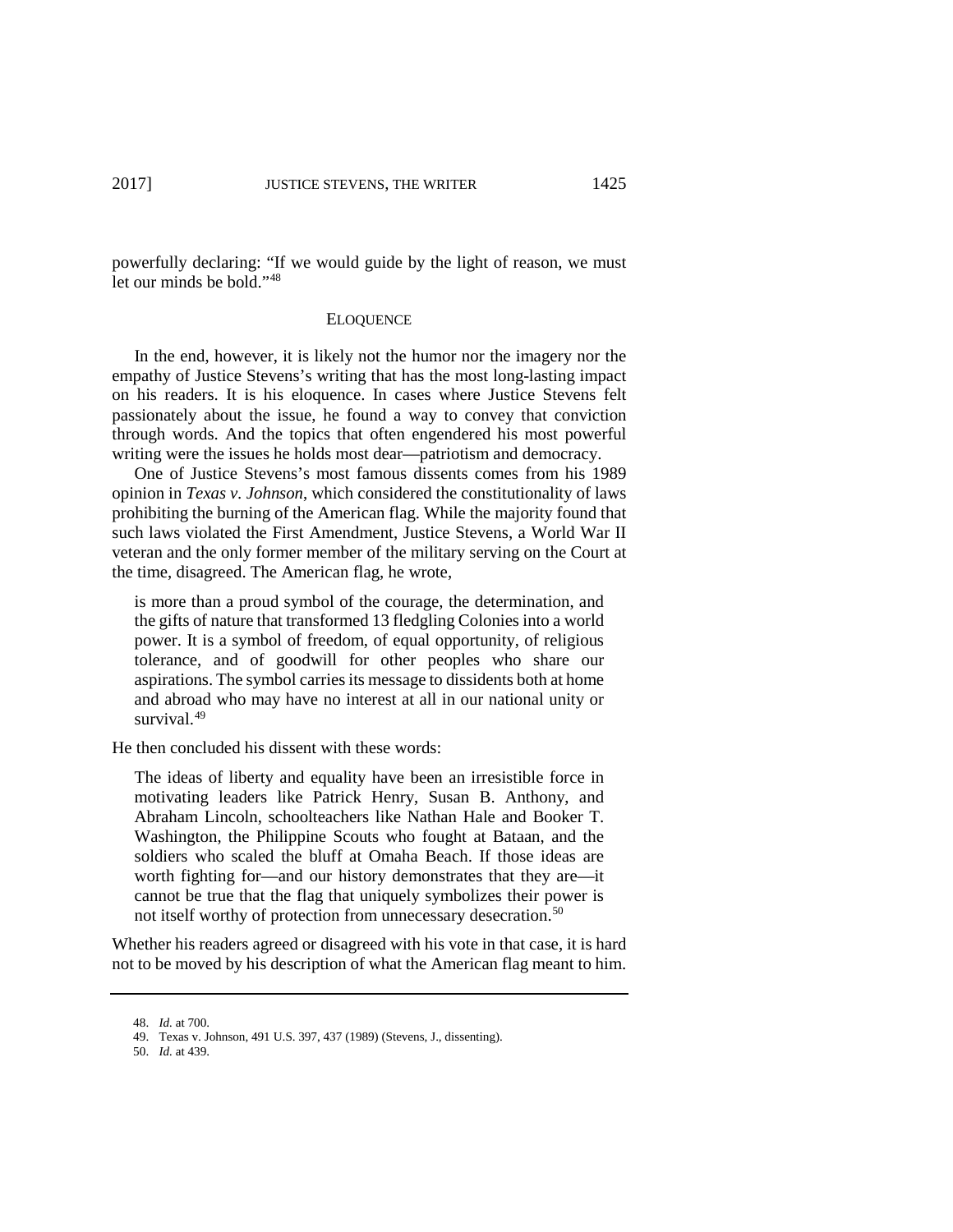powerfully declaring: "If we would guide by the light of reason, we must let our minds be bold."[48]

## ELOQUENCE

In the end, however, it is likely not the humor nor the imagery nor the empathy of Justice Stevens's writing that has the most long-lasting impact on his readers. It is his eloquence. In cases where Justice Stevens felt passionately about the issue, he found a way to convey that conviction through words. And the topics that often engendered his most powerful writing were the issues he holds most dear—patriotism and democracy.

One of Justice Stevens's most famous dissents comes from his 1989 opinion in *Texas v. Johnson*, which considered the constitutionality of laws prohibiting the burning of the American flag. While the majority found that such laws violated the First Amendment, Justice Stevens, a World War II veteran and the only former member of the military serving on the Court at the time, disagreed. The American flag, he wrote,

> is more than a proud symbol of the courage, the determination, and the gifts of nature that transformed 13 fledgling Colonies into a world power. It is a symbol of freedom, of equal opportunity, of religious tolerance, and of goodwill for other peoples who share our aspirations. The symbol carries its message to dissidents both at home and abroad who may have no interest at all in our national unity or survival.[49]

He then concluded his dissent with these words:

> The ideas of liberty and equality have been an irresistible force in motivating leaders like Patrick Henry, Susan B. Anthony, and Abraham Lincoln, schoolteachers like Nathan Hale and Booker T. Washington, the Philippine Scouts who fought at Bataan, and the soldiers who scaled the bluff at Omaha Beach. If those ideas are worth fighting for—and our history demonstrates that they are—it cannot be true that the flag that uniquely symbolizes their power is not itself worthy of protection from unnecessary desecration.[50]

Whether his readers agreed or disagreed with his vote in that case, it is hard not to be moved by his description of what the American flag meant to him.

---

48. *Id.* at 700.
49. Texas v. Johnson, 491 U.S. 397, 437 (1989) (Stevens, J., dissenting).
50. *Id.* at 439.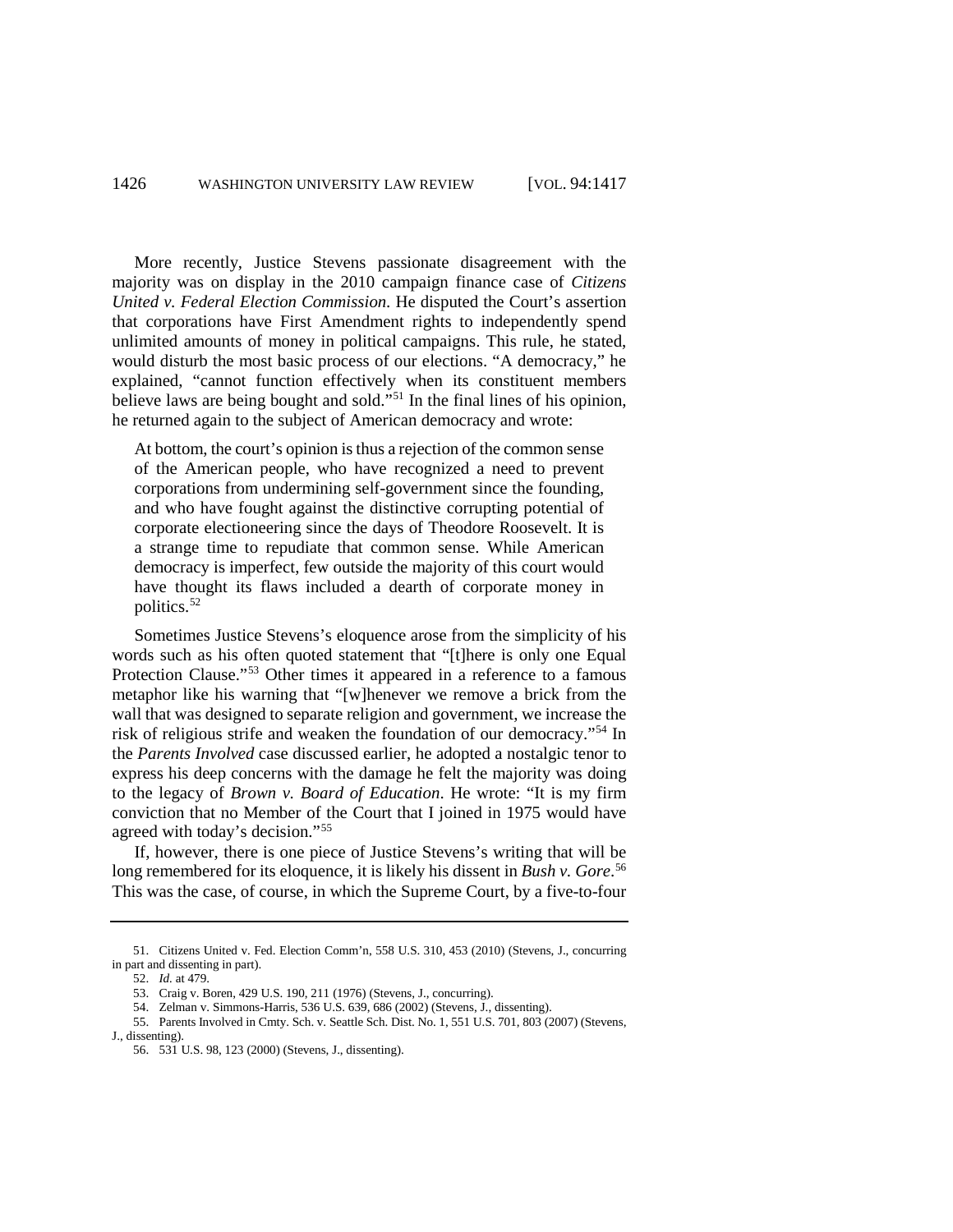More recently, Justice Stevens passionate disagreement with the majority was on display in the 2010 campaign finance case of *Citizens United v. Federal Election Commission*. He disputed the Court's assertion that corporations have First Amendment rights to independently spend unlimited amounts of money in political campaigns. This rule, he stated, would disturb the most basic process of our elections. "A democracy," he explained, "cannot function effectively when its constituent members believe laws are being bought and sold."[51] In the final lines of his opinion, he returned again to the subject of American democracy and wrote:

> At bottom, the court's opinion is thus a rejection of the common sense of the American people, who have recognized a need to prevent corporations from undermining self-government since the founding, and who have fought against the distinctive corrupting potential of corporate electioneering since the days of Theodore Roosevelt. It is a strange time to repudiate that common sense. While American democracy is imperfect, few outside the majority of this court would have thought its flaws included a dearth of corporate money in politics.[52]

Sometimes Justice Stevens's eloquence arose from the simplicity of his words such as his often quoted statement that "[t]here is only one Equal Protection Clause."[53] Other times it appeared in a reference to a famous metaphor like his warning that "[w]henever we remove a brick from the wall that was designed to separate religion and government, we increase the risk of religious strife and weaken the foundation of our democracy."[54] In the *Parents Involved* case discussed earlier, he adopted a nostalgic tenor to express his deep concerns with the damage he felt the majority was doing to the legacy of *Brown v. Board of Education*. He wrote: "It is my firm conviction that no Member of the Court that I joined in 1975 would have agreed with today's decision."[55]

If, however, there is one piece of Justice Stevens's writing that will be long remembered for its eloquence, it is likely his dissent in *Bush v. Gore*.[56] This was the case, of course, in which the Supreme Court, by a five-to-four

---

51. Citizens United v. Fed. Election Comm'n, 558 U.S. 310, 453 (2010) (Stevens, J., concurring in part and dissenting in part).

52. *Id.* at 479.

53. Craig v. Boren, 429 U.S. 190, 211 (1976) (Stevens, J., concurring).

54. Zelman v. Simmons-Harris, 536 U.S. 639, 686 (2002) (Stevens, J., dissenting).

55. Parents Involved in Cmty. Sch. v. Seattle Sch. Dist. No. 1, 551 U.S. 701, 803 (2007) (Stevens, J., dissenting).

56. 531 U.S. 98, 123 (2000) (Stevens, J., dissenting).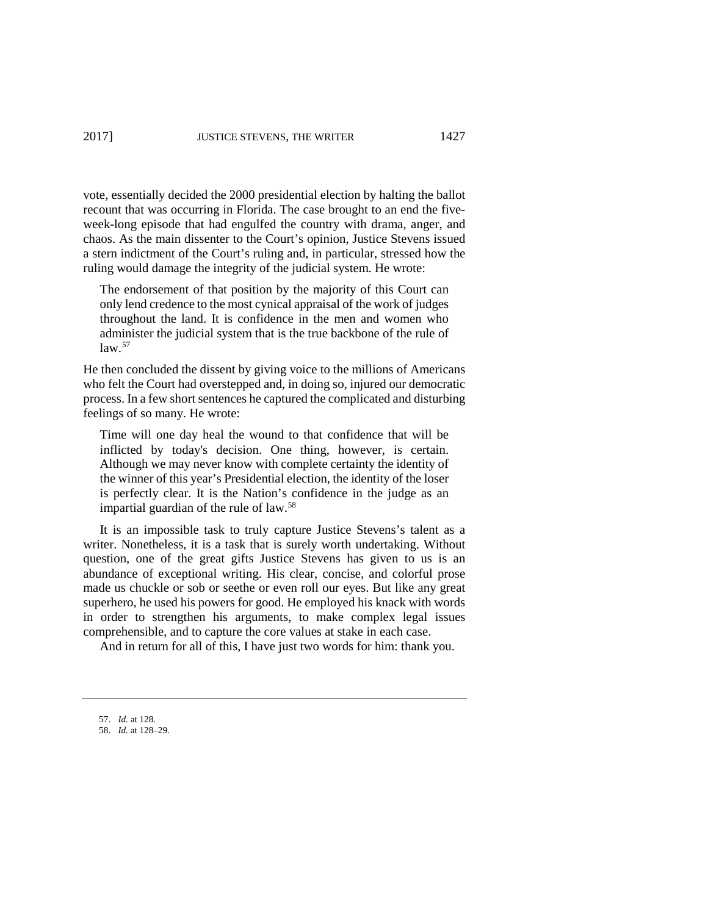vote, essentially decided the 2000 presidential election by halting the ballot recount that was occurring in Florida. The case brought to an end the five-week-long episode that had engulfed the country with drama, anger, and chaos. As the main dissenter to the Court's opinion, Justice Stevens issued a stern indictment of the Court's ruling and, in particular, stressed how the ruling would damage the integrity of the judicial system. He wrote:

> The endorsement of that position by the majority of this Court can only lend credence to the most cynical appraisal of the work of judges throughout the land. It is confidence in the men and women who administer the judicial system that is the true backbone of the rule of law.[57]

He then concluded the dissent by giving voice to the millions of Americans who felt the Court had overstepped and, in doing so, injured our democratic process. In a few short sentences he captured the complicated and disturbing feelings of so many. He wrote:

> Time will one day heal the wound to that confidence that will be inflicted by today's decision. One thing, however, is certain. Although we may never know with complete certainty the identity of the winner of this year's Presidential election, the identity of the loser is perfectly clear. It is the Nation's confidence in the judge as an impartial guardian of the rule of law.[58]

It is an impossible task to truly capture Justice Stevens's talent as a writer. Nonetheless, it is a task that is surely worth undertaking. Without question, one of the great gifts Justice Stevens has given to us is an abundance of exceptional writing. His clear, concise, and colorful prose made us chuckle or sob or seethe or even roll our eyes. But like any great superhero, he used his powers for good. He employed his knack with words in order to strengthen his arguments, to make complex legal issues comprehensible, and to capture the core values at stake in each case.

And in return for all of this, I have just two words for him: thank you.

---

57. *Id.* at 128.
58. *Id.* at 128–29.